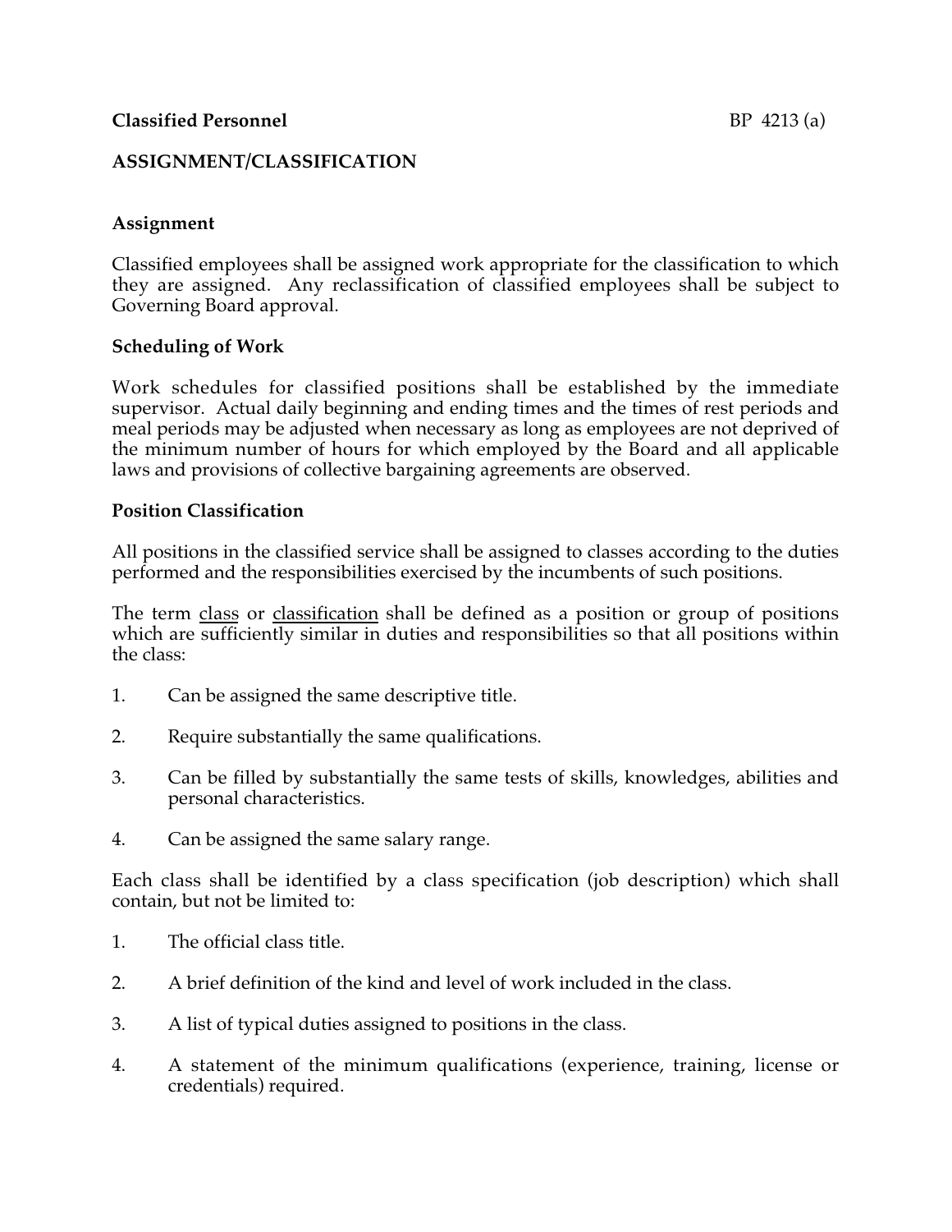**Classified Personnel** BP 4213 (a)

## ASSIGNMENT/CLASSIFICATION

### Assignment

Classified employees shall be assigned work appropriate for the classification to which they are assigned. Any reclassification of classified employees shall be subject to Governing Board approval.

### Scheduling of Work

Work schedules for classified positions shall be established by the immediate supervisor. Actual daily beginning and ending times and the times of rest periods and meal periods may be adjusted when necessary as long as employees are not deprived of the minimum number of hours for which employed by the Board and all applicable laws and provisions of collective bargaining agreements are observed.

### Position Classification

All positions in the classified service shall be assigned to classes according to the duties performed and the responsibilities exercised by the incumbents of such positions.

The term <u>class</u> or <u>classification</u> shall be defined as a position or group of positions which are sufficiently similar in duties and responsibilities so that all positions within the class:

1. Can be assigned the same descriptive title.

2. Require substantially the same qualifications.

3. Can be filled by substantially the same tests of skills, knowledges, abilities and personal characteristics.

4. Can be assigned the same salary range.

Each class shall be identified by a class specification (job description) which shall contain, but not be limited to:

1. The official class title.

2. A brief definition of the kind and level of work included in the class.

3. A list of typical duties assigned to positions in the class.

4. A statement of the minimum qualifications (experience, training, license or credentials) required.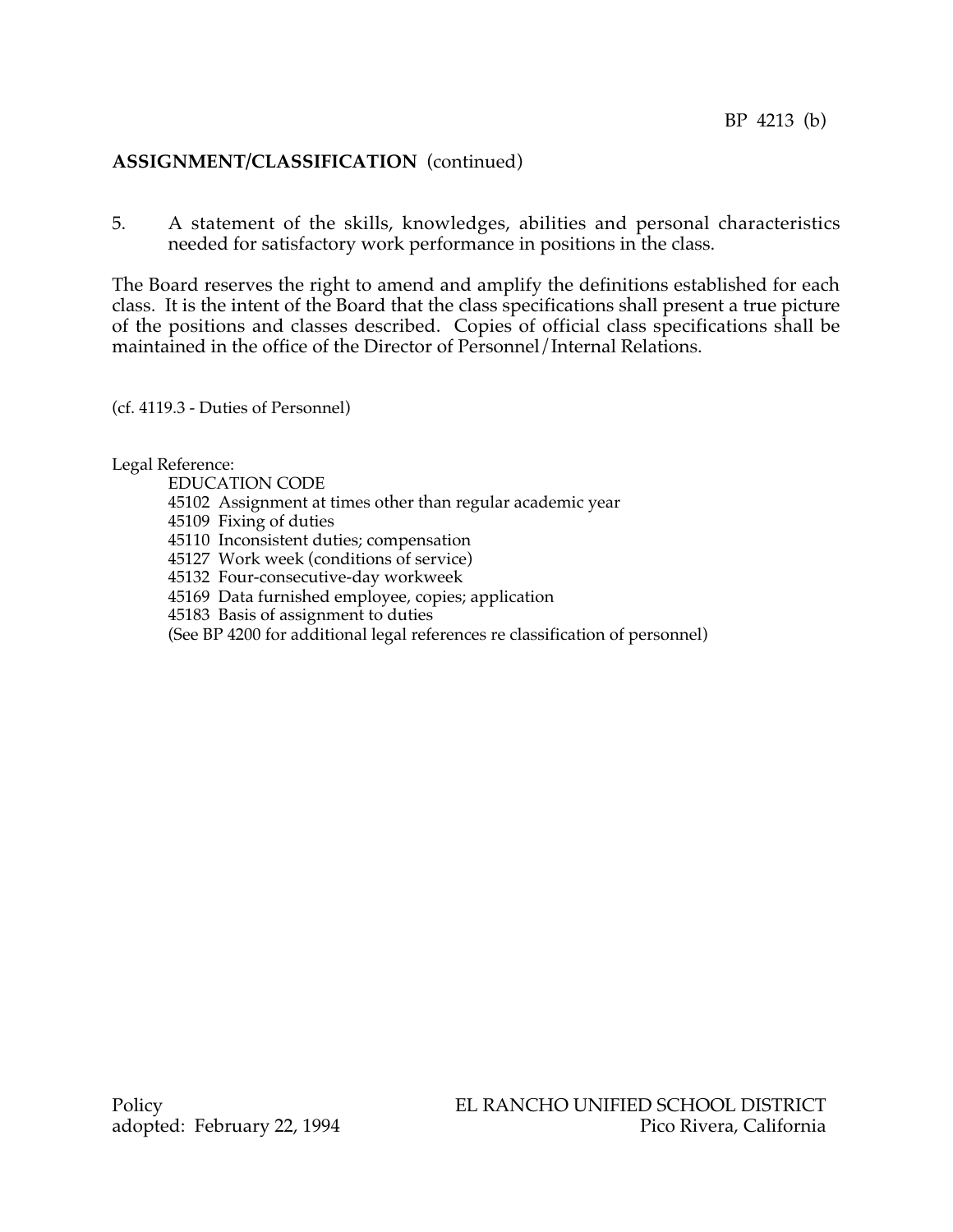**ASSIGNMENT/CLASSIFICATION** (continued)

5. A statement of the skills, knowledges, abilities and personal characteristics needed for satisfactory work performance in positions in the class.

The Board reserves the right to amend and amplify the definitions established for each class. It is the intent of the Board that the class specifications shall present a true picture of the positions and classes described. Copies of official class specifications shall be maintained in the office of the Director of Personnel/Internal Relations.

(cf. 4119.3 - Duties of Personnel)

Legal Reference:

EDUCATION CODE

45102 Assignment at times other than regular academic year

45109 Fixing of duties

45110 Inconsistent duties; compensation

45127 Work week (conditions of service)

45132 Four-consecutive-day workweek

45169 Data furnished employee, copies; application

45183 Basis of assignment to duties

(See BP 4200 for additional legal references re classification of personnel)

Policy
adopted: February 22, 1994

EL RANCHO UNIFIED SCHOOL DISTRICT
Pico Rivera, California